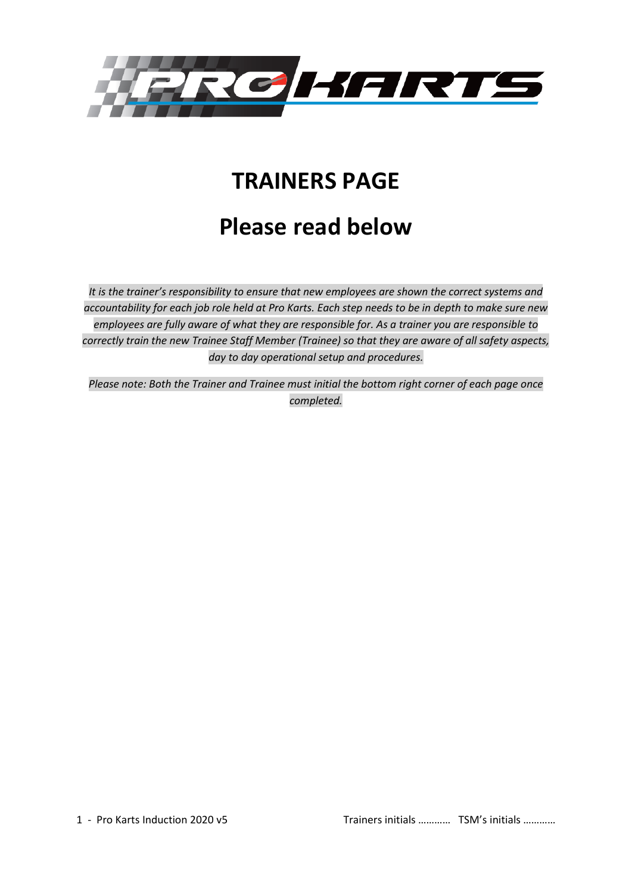# TRAINERS PAGE

# Please read below

*It is the trainer's responsibility to ensure that new employees are shown the correct systems and accountability for each job role held at Pro Karts. Each step needs to be in depth to make sure new employees are fully aware of what they are responsible for. As a trainer you are responsible to correctly train the new Trainee Staff Member (Trainee) so that they are aware of all safety aspects, day to day operational setup and procedures.*

*Please note: Both the Trainer and Trainee must initial the bottom right corner of each page once completed.*

Trainers initials ………… TSM's initials …………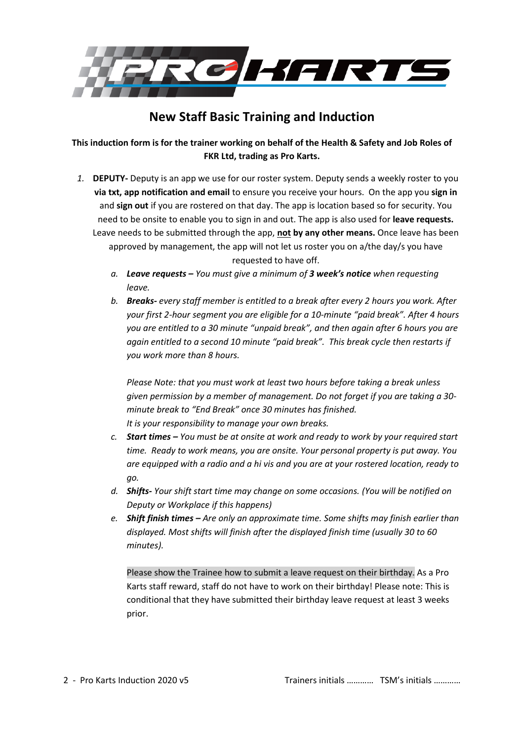# New Staff Basic Training and Induction

**This induction form is for the trainer working on behalf of the Health & Safety and Job Roles of FKR Ltd, trading as Pro Karts.**

1. **DEPUTY-** Deputy is an app we use for our roster system. Deputy sends a weekly roster to you **via txt, app notification and email** to ensure you receive your hours. On the app you **sign in** and **sign out** if you are rostered on that day. The app is location based so for security. You need to be onsite to enable you to sign in and out. The app is also used for **leave requests.** Leave needs to be submitted through the app, **not by any other means.** Once leave has been approved by management, the app will not let us roster you on a/the day/s you have requested to have off.
   a. ***Leave requests –*** *You must give a minimum of **3 week's notice** when requesting leave.*
   b. ***Breaks-*** *every staff member is entitled to a break after every 2 hours you work. After your first 2-hour segment you are eligible for a 10-minute "paid break". After 4 hours you are entitled to a 30 minute "unpaid break", and then again after 6 hours you are again entitled to a second 10 minute "paid break". This break cycle then restarts if you work more than 8 hours.*

      *Please Note: that you must work at least two hours before taking a break unless given permission by a member of management. Do not forget if you are taking a 30-minute break to "End Break" once 30 minutes has finished.*
      *It is your responsibility to manage your own breaks.*
   c. ***Start times –*** *You must be at onsite at work and ready to work by your required start time. Ready to work means, you are onsite. Your personal property is put away. You are equipped with a radio and a hi vis and you are at your rostered location, ready to go.*
   d. ***Shifts-*** *Your shift start time may change on some occasions. (You will be notified on Deputy or Workplace if this happens)*
   e. ***Shift finish times –*** *Are only an approximate time. Some shifts may finish earlier than displayed. Most shifts will finish after the displayed finish time (usually 30 to 60 minutes).*

      Please show the Trainee how to submit a leave request on their birthday. As a Pro Karts staff reward, staff do not have to work on their birthday! Please note: This is conditional that they have submitted their birthday leave request at least 3 weeks prior.

Trainers initials ………… TSM's initials …………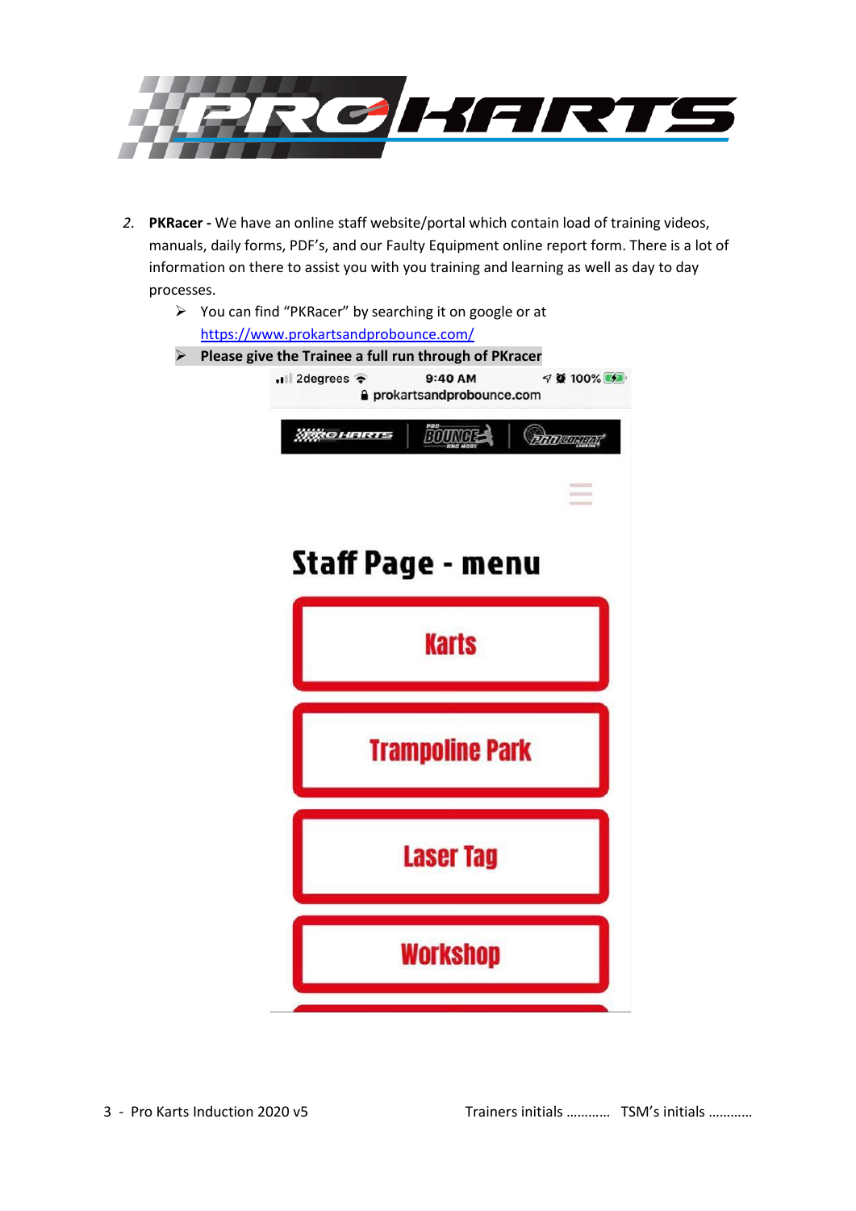2. **PKRacer -** We have an online staff website/portal which contain load of training videos, manuals, daily forms, PDF's, and our Faulty Equipment online report form. There is a lot of information on there to assist you with you training and learning as well as day to day processes.
   - You can find "PKRacer" by searching it on google or at https://www.prokartsandprobounce.com/
   - **Please give the Trainee a full run through of PKracer**

Staff Page - menu

Karts

Trampoline Park

Laser Tag

Workshop

Trainers initials ………… TSM's initials …………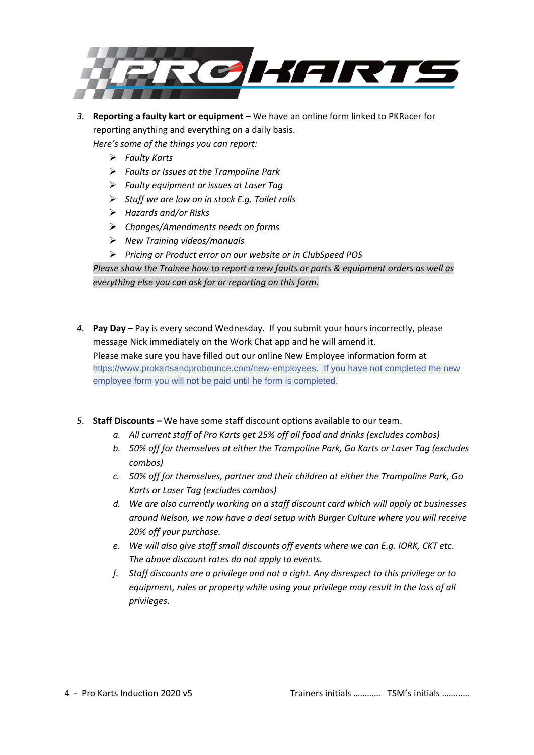3. **Reporting a faulty kart or equipment –** We have an online form linked to PKRacer for reporting anything and everything on a daily basis.
   *Here's some of the things you can report:*
   - *Faulty Karts*
   - *Faults or Issues at the Trampoline Park*
   - *Faulty equipment or issues at Laser Tag*
   - *Stuff we are low on in stock E.g. Toilet rolls*
   - *Hazards and/or Risks*
   - *Changes/Amendments needs on forms*
   - *New Training videos/manuals*
   - *Pricing or Product error on our website or in ClubSpeed POS*

   *Please show the Trainee how to report a new faults or parts & equipment orders as well as everything else you can ask for or reporting on this form.*

4. **Pay Day –** Pay is every second Wednesday. If you submit your hours incorrectly, please message Nick immediately on the Work Chat app and he will amend it.
   Please make sure you have filled out our online New Employee information form at https://www.prokartsandprobounce.com/new-employees. If you have not completed the new employee form you will not be paid until he form is completed.

5. **Staff Discounts –** We have some staff discount options available to our team.
   a. *All current staff of Pro Karts get 25% off all food and drinks (excludes combos)*
   b. *50% off for themselves at either the Trampoline Park, Go Karts or Laser Tag (excludes combos)*
   c. *50% off for themselves, partner and their children at either the Trampoline Park, Go Karts or Laser Tag (excludes combos)*
   d. *We are also currently working on a staff discount card which will apply at businesses around Nelson, we now have a deal setup with Burger Culture where you will receive 20% off your purchase.*
   e. *We will also give staff small discounts off events where we can E.g. IORK, CKT etc. The above discount rates do not apply to events.*
   f. *Staff discounts are a privilege and not a right. Any disrespect to this privilege or to equipment, rules or property while using your privilege may result in the loss of all privileges.*

Trainers initials ………… TSM's initials …………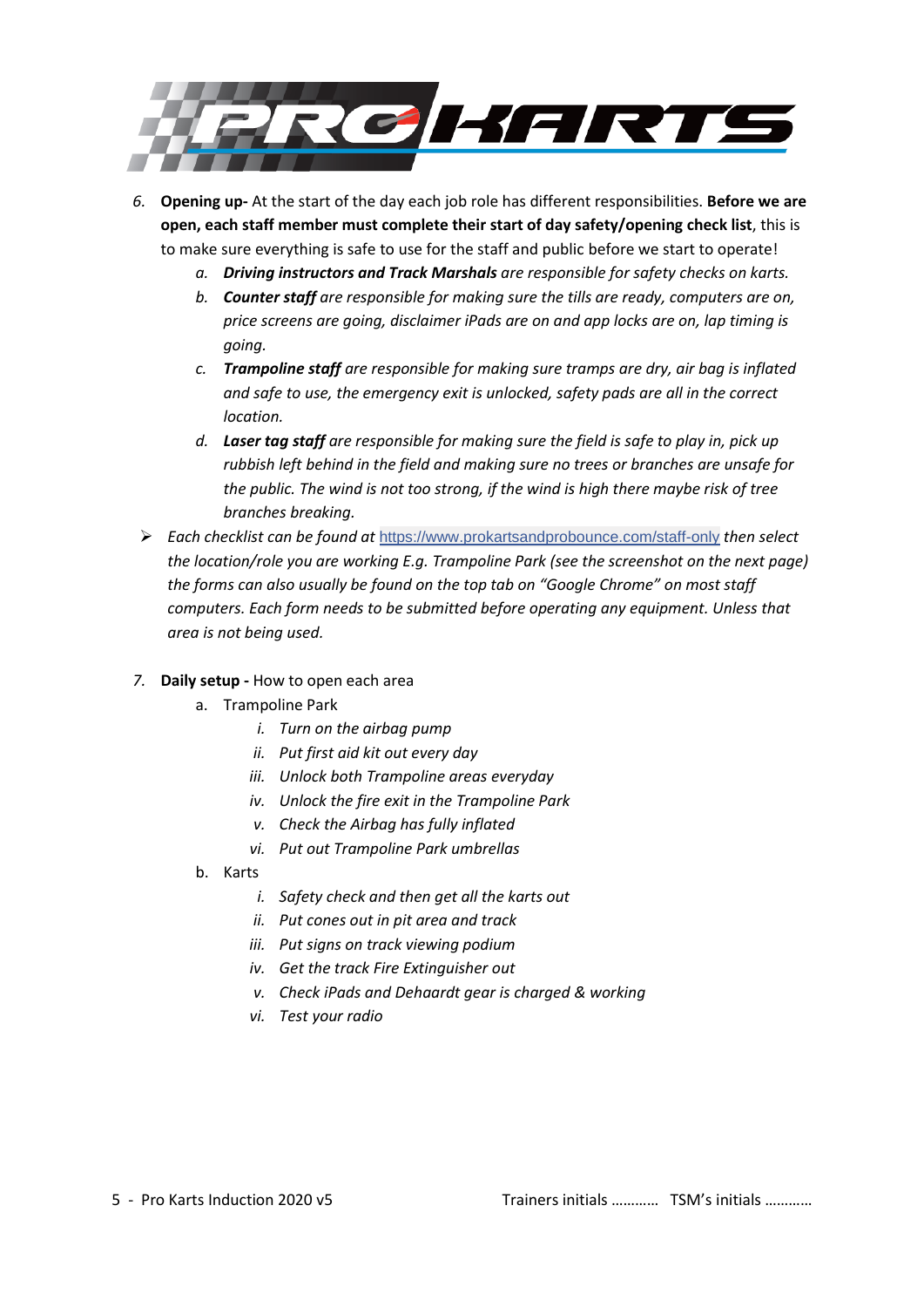6. **Opening up-** At the start of the day each job role has different responsibilities. **Before we are open, each staff member must complete their start of day safety/opening check list**, this is to make sure everything is safe to use for the staff and public before we start to operate!
    a. ***Driving instructors and Track Marshals*** *are responsible for safety checks on karts.*
    b. ***Counter staff*** *are responsible for making sure the tills are ready, computers are on, price screens are going, disclaimer iPads are on and app locks are on, lap timing is going.*
    c. ***Trampoline staff*** *are responsible for making sure tramps are dry, air bag is inflated and safe to use, the emergency exit is unlocked, safety pads are all in the correct location.*
    d. ***Laser tag staff*** *are responsible for making sure the field is safe to play in, pick up rubbish left behind in the field and making sure no trees or branches are unsafe for the public. The wind is not too strong, if the wind is high there maybe risk of tree branches breaking.*

- *Each checklist can be found at* https://www.prokartsandprobounce.com/staff-only *then select the location/role you are working E.g. Trampoline Park (see the screenshot on the next page) the forms can also usually be found on the top tab on "Google Chrome" on most staff computers. Each form needs to be submitted before operating any equipment. Unless that area is not being used.*

7. **Daily setup -** How to open each area
    a. Trampoline Park
        i. *Turn on the airbag pump*
        ii. *Put first aid kit out every day*
        iii. *Unlock both Trampoline areas everyday*
        iv. *Unlock the fire exit in the Trampoline Park*
        v. *Check the Airbag has fully inflated*
        vi. *Put out Trampoline Park umbrellas*
    b. Karts
        i. *Safety check and then get all the karts out*
        ii. *Put cones out in pit area and track*
        iii. *Put signs on track viewing podium*
        iv. *Get the track Fire Extinguisher out*
        v. *Check iPads and Dehaardt gear is charged & working*
        vi. *Test your radio*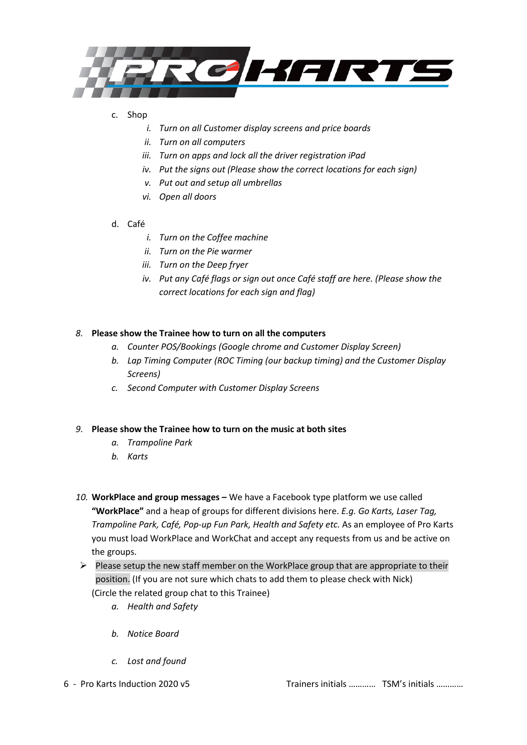c. Shop

   i. *Turn on all Customer display screens and price boards*
   ii. *Turn on all computers*
   iii. *Turn on apps and lock all the driver registration iPad*
   iv. *Put the signs out (Please show the correct locations for each sign)*
   v. *Put out and setup all umbrellas*
   vi. *Open all doors*

d. Café

   i. *Turn on the Coffee machine*
   ii. *Turn on the Pie warmer*
   iii. *Turn on the Deep fryer*
   iv. *Put any Café flags or sign out once Café staff are here. (Please show the correct locations for each sign and flag)*

*8.* **Please show the Trainee how to turn on all the computers**

   *a. Counter POS/Bookings (Google chrome and Customer Display Screen)*
   *b. Lap Timing Computer (ROC Timing (our backup timing) and the Customer Display Screens)*
   *c. Second Computer with Customer Display Screens*

*9.* **Please show the Trainee how to turn on the music at both sites**

   *a. Trampoline Park*
   *b. Karts*

*10.* **WorkPlace and group messages –** We have a Facebook type platform we use called **"WorkPlace"** and a heap of groups for different divisions here. *E.g. Go Karts, Laser Tag, Trampoline Park, Café, Pop-up Fun Park, Health and Safety etc.* As an employee of Pro Karts you must load WorkPlace and WorkChat and accept any requests from us and be active on the groups.

➢ Please setup the new staff member on the WorkPlace group that are appropriate to their position. (If you are not sure which chats to add them to please check with Nick) (Circle the related group chat to this Trainee)

   *a. Health and Safety*

   *b. Notice Board*

   *c. Lost and found*

Trainers initials ………… TSM's initials …………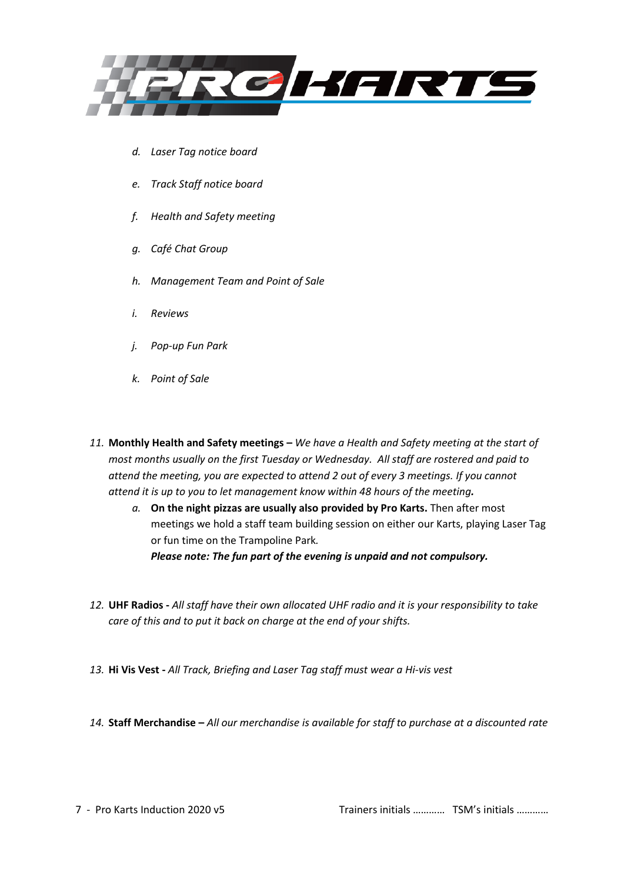*d. Laser Tag notice board*

*e. Track Staff notice board*

*f. Health and Safety meeting*

*g. Café Chat Group*

*h. Management Team and Point of Sale*

*i. Reviews*

*j. Pop-up Fun Park*

*k. Point of Sale*

11. **Monthly Health and Safety meetings –** *We have a Health and Safety meeting at the start of most months usually on the first Tuesday or Wednesday. All staff are rostered and paid to attend the meeting, you are expected to attend 2 out of every 3 meetings. If you cannot attend it is up to you to let management know within 48 hours of the meeting.*
    a. **On the night pizzas are usually also provided by Pro Karts.** Then after most meetings we hold a staff team building session on either our Karts, playing Laser Tag or fun time on the Trampoline Park.
    ***Please note: The fun part of the evening is unpaid and not compulsory.***

12. **UHF Radios -** *All staff have their own allocated UHF radio and it is your responsibility to take care of this and to put it back on charge at the end of your shifts.*

13. **Hi Vis Vest -** *All Track, Briefing and Laser Tag staff must wear a Hi-vis vest*

14. **Staff Merchandise –** *All our merchandise is available for staff to purchase at a discounted rate*

Trainers initials ………… TSM's initials …………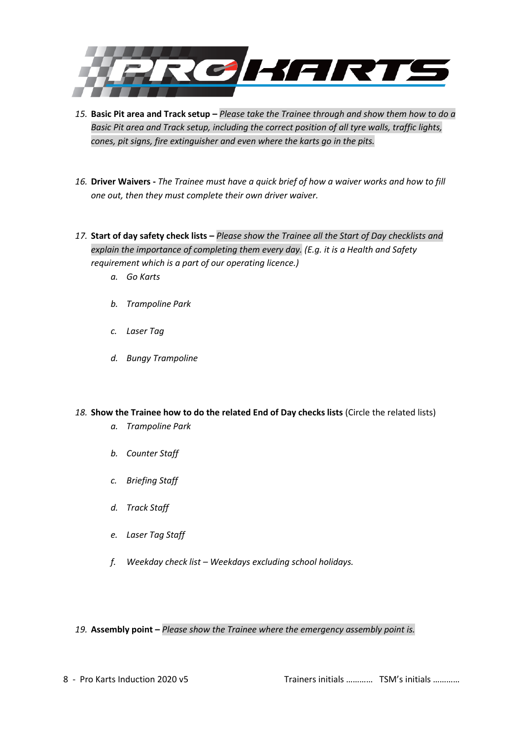15. **Basic Pit area and Track setup –** *Please take the Trainee through and show them how to do a Basic Pit area and Track setup, including the correct position of all tyre walls, traffic lights, cones, pit signs, fire extinguisher and even where the karts go in the pits.*

16. **Driver Waivers -** *The Trainee must have a quick brief of how a waiver works and how to fill one out, then they must complete their own driver waiver.*

17. **Start of day safety check lists –** *Please show the Trainee all the Start of Day checklists and explain the importance of completing them every day. (E.g. it is a Health and Safety requirement which is a part of our operating licence.)*
    a. *Go Karts*
    b. *Trampoline Park*
    c. *Laser Tag*
    d. *Bungy Trampoline*

18. **Show the Trainee how to do the related End of Day checks lists** (Circle the related lists)
    a. *Trampoline Park*
    b. *Counter Staff*
    c. *Briefing Staff*
    d. *Track Staff*
    e. *Laser Tag Staff*
    f. *Weekday check list – Weekdays excluding school holidays.*

19. **Assembly point –** *Please show the Trainee where the emergency assembly point is.*

Trainers initials ………… TSM's initials …………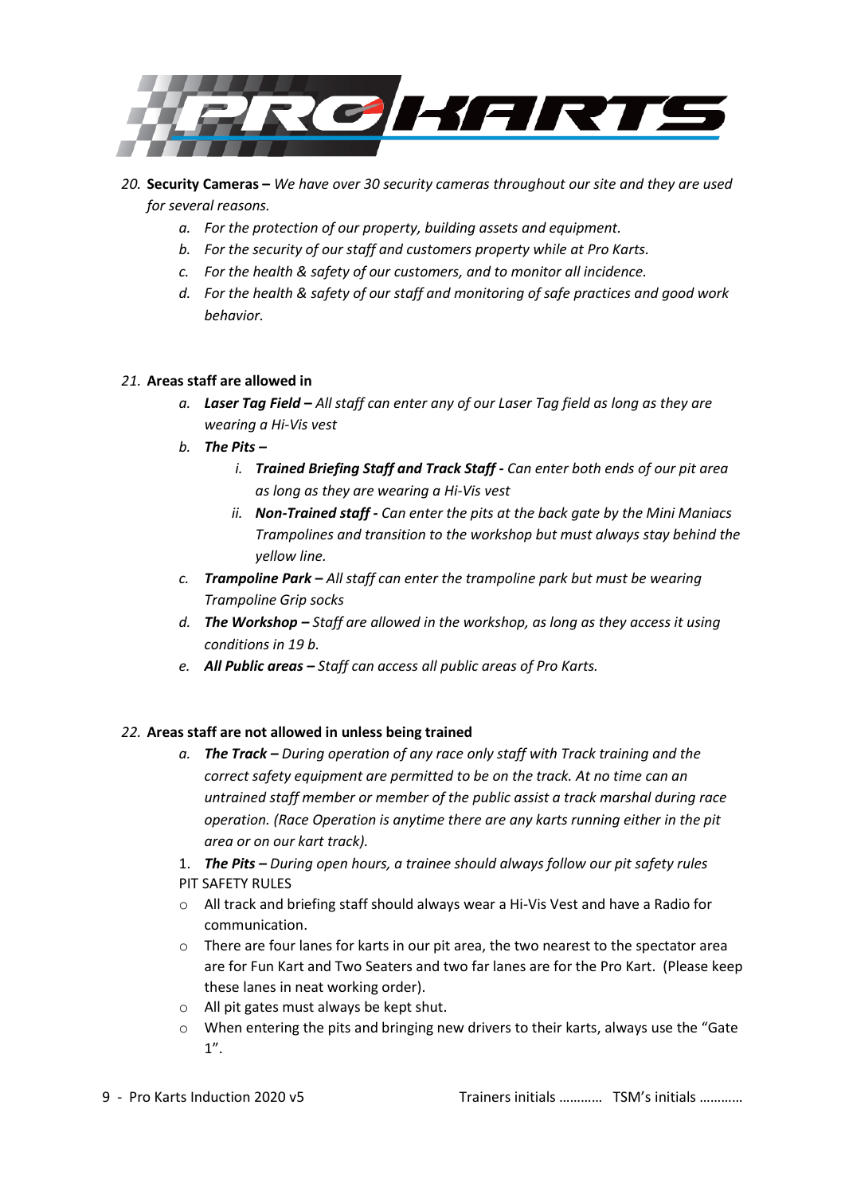20. **Security Cameras –** *We have over 30 security cameras throughout our site and they are used for several reasons.*
    a. *For the protection of our property, building assets and equipment.*
    b. *For the security of our staff and customers property while at Pro Karts.*
    c. *For the health & safety of our customers, and to monitor all incidence.*
    d. *For the health & safety of our staff and monitoring of safe practices and good work behavior.*

21. **Areas staff are allowed in**
    a. ***Laser Tag Field –*** *All staff can enter any of our Laser Tag field as long as they are wearing a Hi-Vis vest*
    b. ***The Pits –***
        i. ***Trained Briefing Staff and Track Staff -*** *Can enter both ends of our pit area as long as they are wearing a Hi-Vis vest*
        ii. ***Non-Trained staff -*** *Can enter the pits at the back gate by the Mini Maniacs Trampolines and transition to the workshop but must always stay behind the yellow line.*
    c. ***Trampoline Park –*** *All staff can enter the trampoline park but must be wearing Trampoline Grip socks*
    d. ***The Workshop –*** *Staff are allowed in the workshop, as long as they access it using conditions in 19 b.*
    e. ***All Public areas –*** *Staff can access all public areas of Pro Karts.*

22. **Areas staff are not allowed in unless being trained**
    a. ***The Track –*** *During operation of any race only staff with Track training and the correct safety equipment are permitted to be on the track. At no time can an untrained staff member or member of the public assist a track marshal during race operation. (Race Operation is anytime there are any karts running either in the pit area or on our kart track).*

1. ***The Pits –*** *During open hours, a trainee should always follow our pit safety rules*

PIT SAFETY RULES

- All track and briefing staff should always wear a Hi-Vis Vest and have a Radio for communication.
- There are four lanes for karts in our pit area, the two nearest to the spectator area are for Fun Kart and Two Seaters and two far lanes are for the Pro Kart. (Please keep these lanes in neat working order).
- All pit gates must always be kept shut.
- When entering the pits and bringing new drivers to their karts, always use the "Gate 1".

Trainers initials ………… TSM's initials …………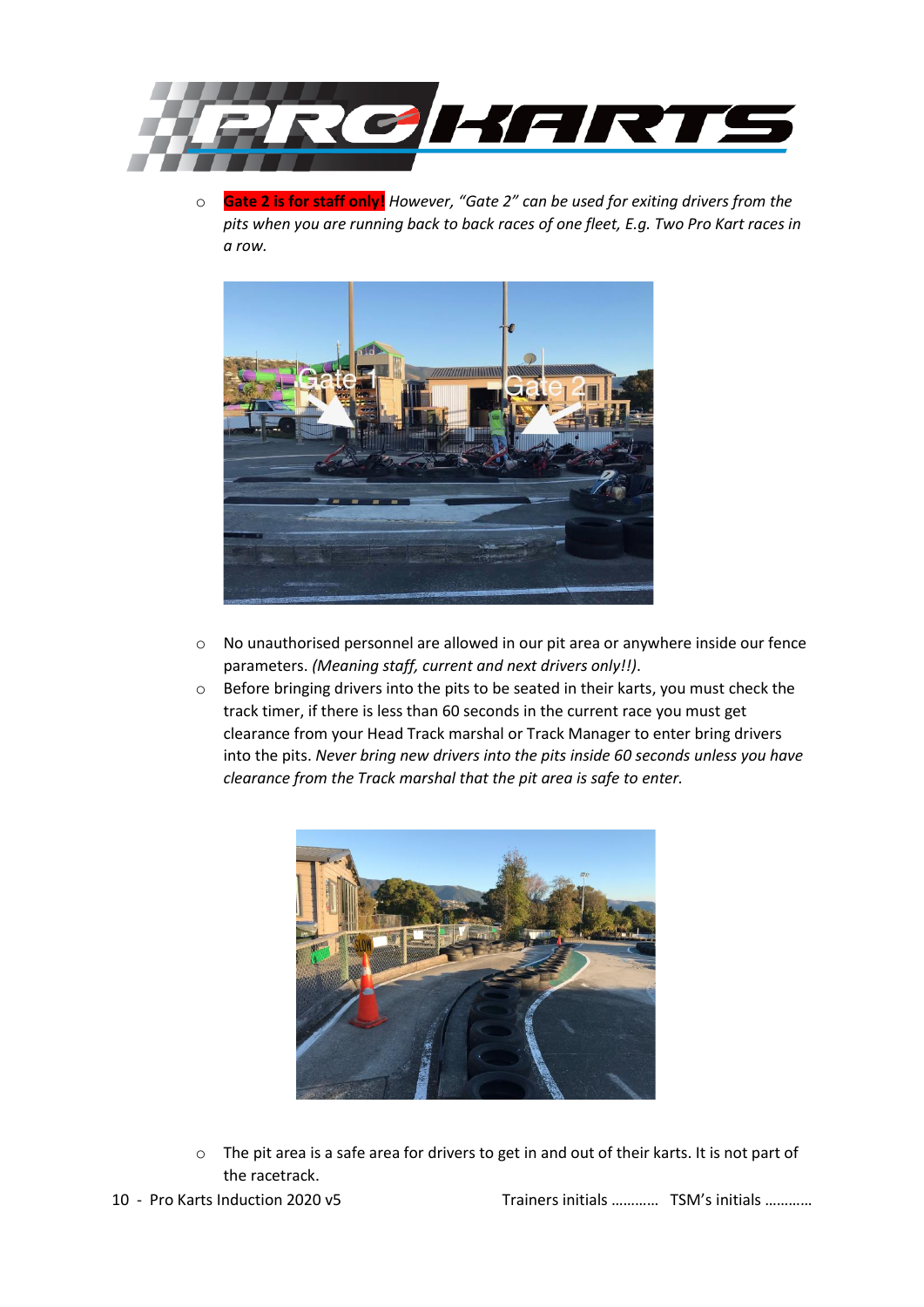- **Gate 2 is for staff only!** *However, "Gate 2" can be used for exiting drivers from the pits when you are running back to back races of one fleet, E.g. Two Pro Kart races in a row.*

- No unauthorised personnel are allowed in our pit area or anywhere inside our fence parameters. *(Meaning staff, current and next drivers only!!)*.
- Before bringing drivers into the pits to be seated in their karts, you must check the track timer, if there is less than 60 seconds in the current race you must get clearance from your Head Track marshal or Track Manager to enter bring drivers into the pits. *Never bring new drivers into the pits inside 60 seconds unless you have clearance from the Track marshal that the pit area is safe to enter.*

- The pit area is a safe area for drivers to get in and out of their karts. It is not part of the racetrack.

Trainers initials ………… TSM's initials …………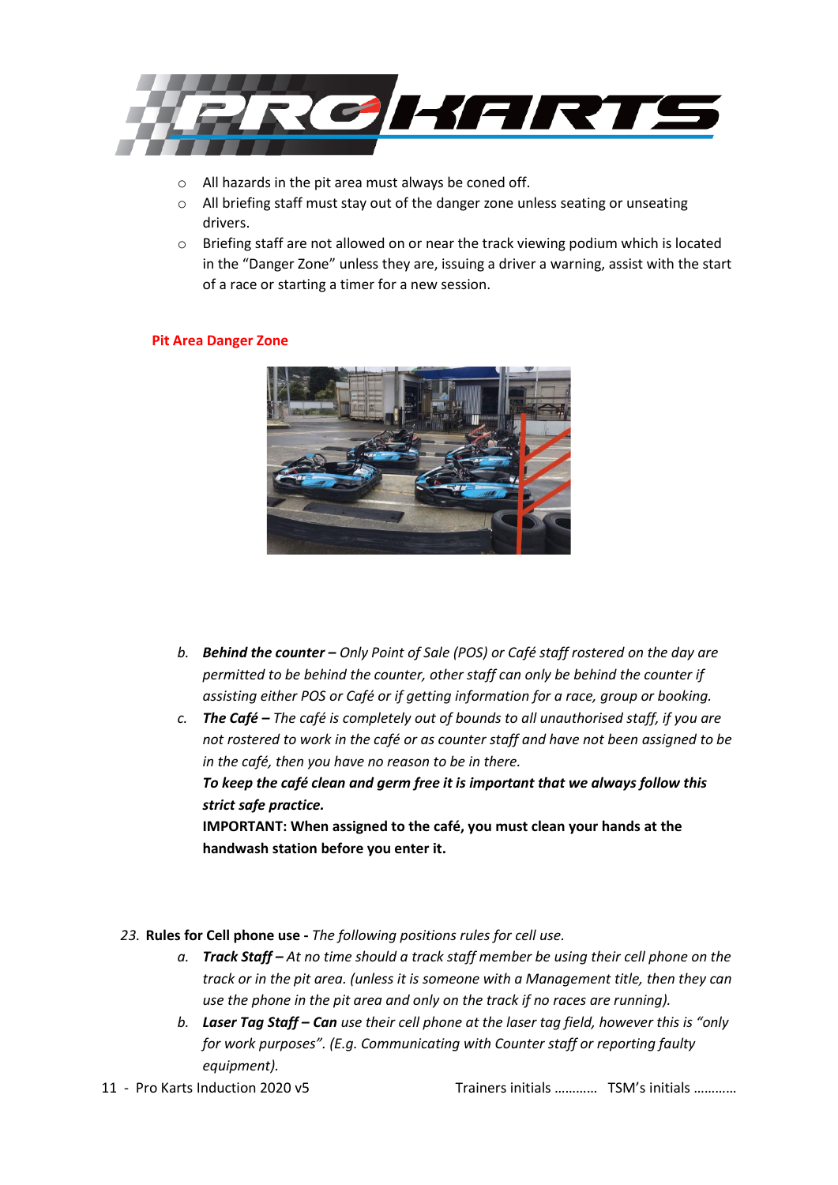- All hazards in the pit area must always be coned off.
- All briefing staff must stay out of the danger zone unless seating or unseating drivers.
- Briefing staff are not allowed on or near the track viewing podium which is located in the "Danger Zone" unless they are, issuing a driver a warning, assist with the start of a race or starting a timer for a new session.

**Pit Area Danger Zone**

b. ***Behind the counter –*** *Only Point of Sale (POS) or Café staff rostered on the day are permitted to be behind the counter, other staff can only be behind the counter if assisting either POS or Café or if getting information for a race, group or booking.*

c. ***The Café –*** *The café is completely out of bounds to all unauthorised staff, if you are not rostered to work in the café or as counter staff and have not been assigned to be in the café, then you have no reason to be in there.*
   ***To keep the café clean and germ free it is important that we always follow this strict safe practice.***
   **IMPORTANT: When assigned to the café, you must clean your hands at the handwash station before you enter it.**

23. **Rules for Cell phone use -** *The following positions rules for cell use.*

    a. ***Track Staff –*** *At no time should a track staff member be using their cell phone on the track or in the pit area. (unless it is someone with a Management title, then they can use the phone in the pit area and only on the track if no races are running).*

    b. ***Laser Tag Staff – Can*** *use their cell phone at the laser tag field, however this is "only for work purposes". (E.g. Communicating with Counter staff or reporting faulty equipment).*

Trainers initials ………… TSM's initials …………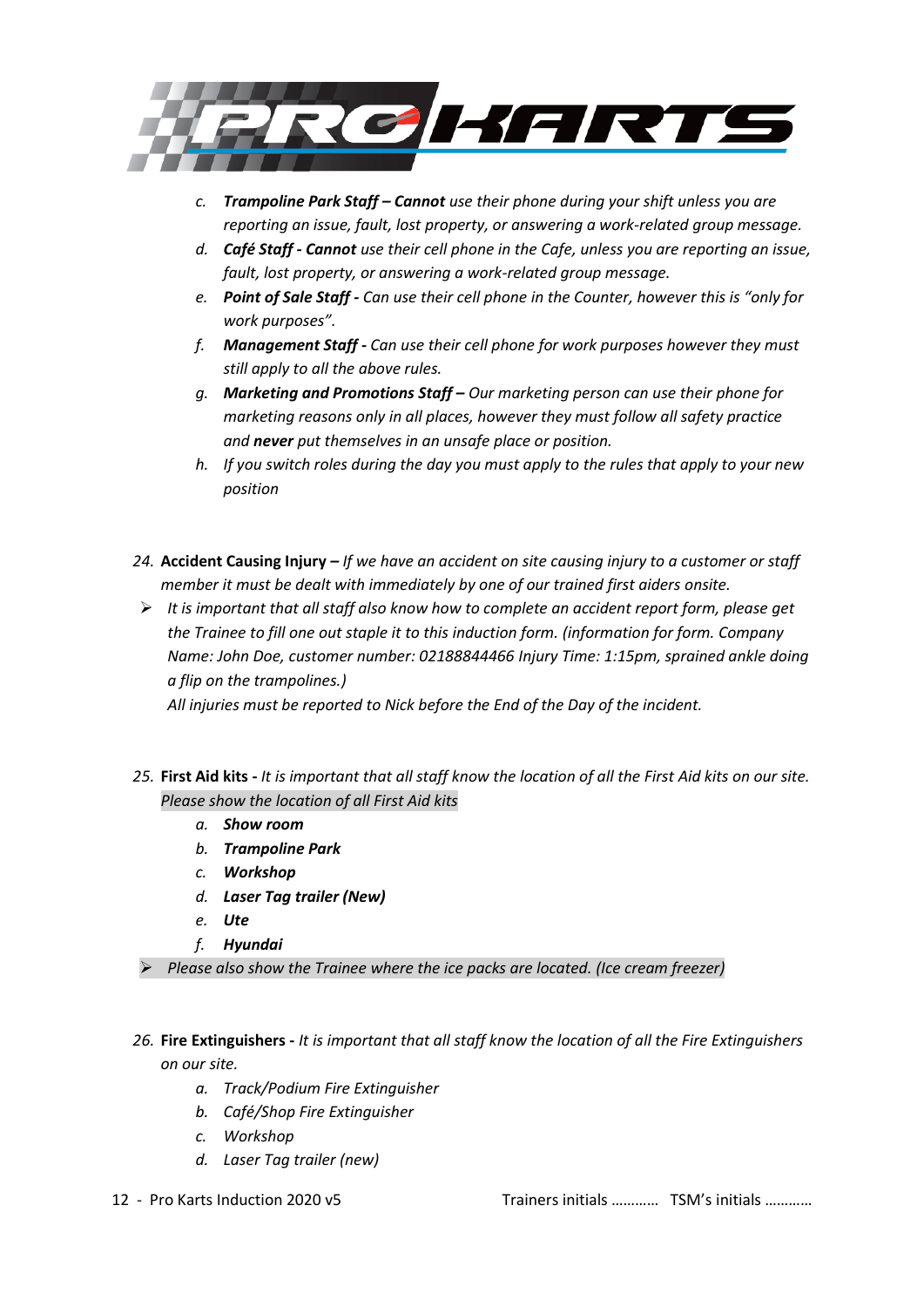c. ***Trampoline Park Staff – Cannot*** *use their phone during your shift unless you are reporting an issue, fault, lost property, or answering a work-related group message.*
d. ***Café Staff - Cannot*** *use their cell phone in the Cafe, unless you are reporting an issue, fault, lost property, or answering a work-related group message.*
e. ***Point of Sale Staff -*** *Can use their cell phone in the Counter, however this is "only for work purposes".*
f. ***Management Staff -*** *Can use their cell phone for work purposes however they must still apply to all the above rules.*
g. ***Marketing and Promotions Staff –*** *Our marketing person can use their phone for marketing reasons only in all places, however they must follow all safety practice and* ***never*** *put themselves in an unsafe place or position.*
h. *If you switch roles during the day you must apply to the rules that apply to your new position*

24. **Accident Causing Injury –** *If we have an accident on site causing injury to a customer or staff member it must be dealt with immediately by one of our trained first aiders onsite.*

- *It is important that all staff also know how to complete an accident report form, please get the Trainee to fill one out staple it to this induction form. (information for form. Company Name: John Doe, customer number: 02188844466 Injury Time: 1:15pm, sprained ankle doing a flip on the trampolines.)*
  *All injuries must be reported to Nick before the End of the Day of the incident.*

25. **First Aid kits -** *It is important that all staff know the location of all the First Aid kits on our site. Please show the location of all First Aid kits*
    a. ***Show room***
    b. ***Trampoline Park***
    c. ***Workshop***
    d. ***Laser Tag trailer (New)***
    e. ***Ute***
    f. ***Hyundai***

- *Please also show the Trainee where the ice packs are located. (Ice cream freezer)*

26. **Fire Extinguishers -** *It is important that all staff know the location of all the Fire Extinguishers on our site.*
    a. *Track/Podium Fire Extinguisher*
    b. *Café/Shop Fire Extinguisher*
    c. *Workshop*
    d. *Laser Tag trailer (new)*

Trainers initials ………… TSM's initials …………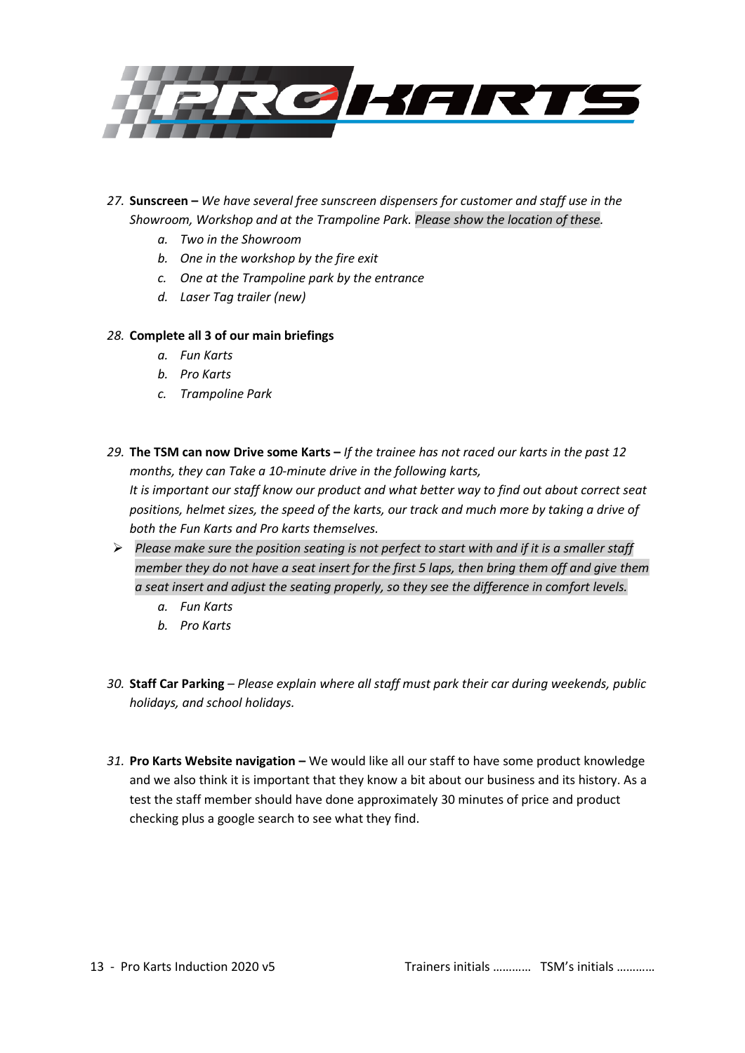27. **Sunscreen –** *We have several free sunscreen dispensers for customer and staff use in the Showroom, Workshop and at the Trampoline Park. Please show the location of these.*
    a. *Two in the Showroom*
    b. *One in the workshop by the fire exit*
    c. *One at the Trampoline park by the entrance*
    d. *Laser Tag trailer (new)*

28. **Complete all 3 of our main briefings**
    a. *Fun Karts*
    b. *Pro Karts*
    c. *Trampoline Park*

29. **The TSM can now Drive some Karts –** *If the trainee has not raced our karts in the past 12 months, they can Take a 10-minute drive in the following karts,*
    *It is important our staff know our product and what better way to find out about correct seat positions, helmet sizes, the speed of the karts, our track and much more by taking a drive of both the Fun Karts and Pro karts themselves.*

- *Please make sure the position seating is not perfect to start with and if it is a smaller staff member they do not have a seat insert for the first 5 laps, then bring them off and give them a seat insert and adjust the seating properly, so they see the difference in comfort levels.*
    a. *Fun Karts*
    b. *Pro Karts*

30. **Staff Car Parking** – *Please explain where all staff must park their car during weekends, public holidays, and school holidays.*

31. **Pro Karts Website navigation –** We would like all our staff to have some product knowledge and we also think it is important that they know a bit about our business and its history. As a test the staff member should have done approximately 30 minutes of price and product checking plus a google search to see what they find.

Trainers initials ………… TSM's initials …………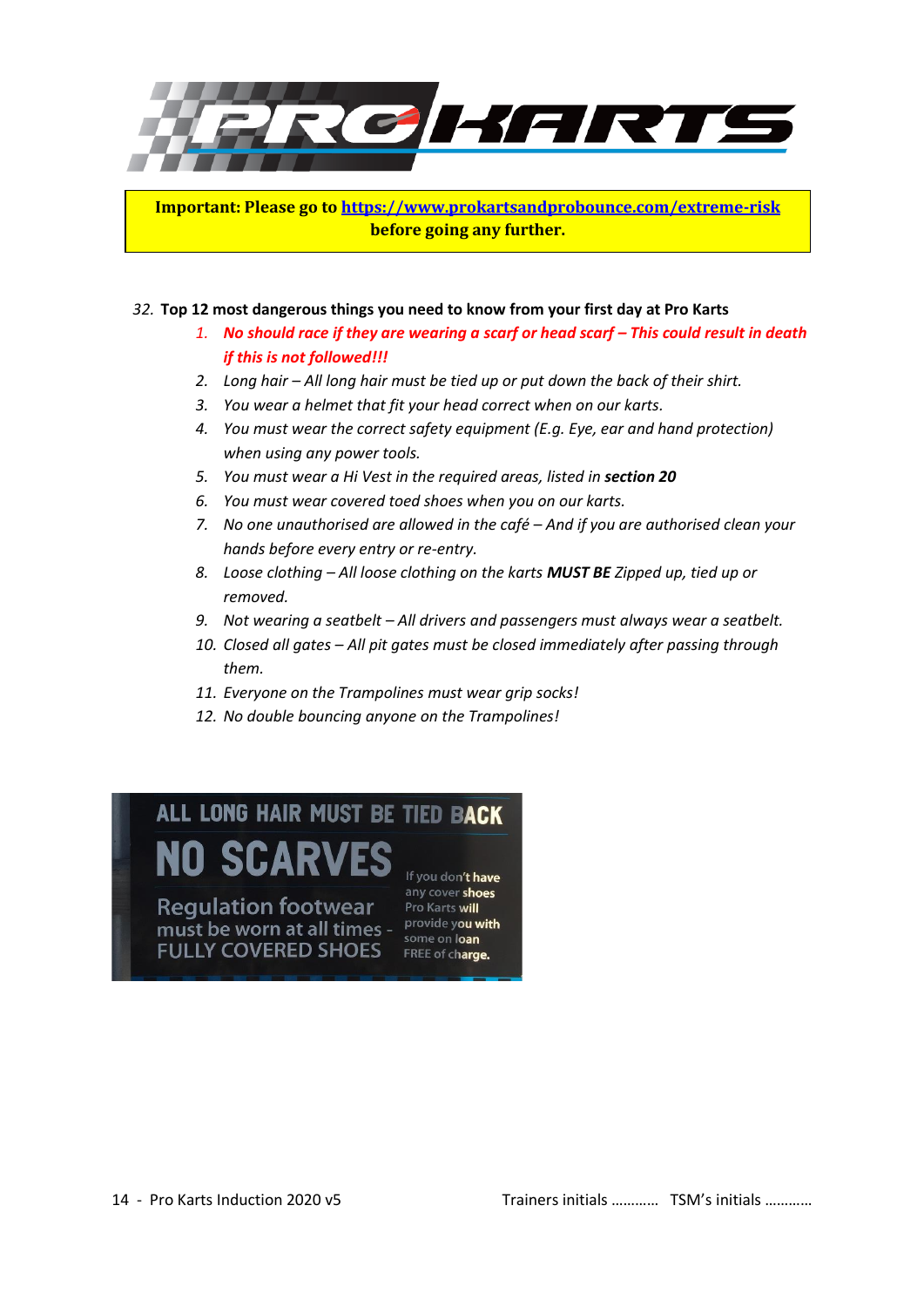**Important: Please go to [https://www.prokartsandprobounce.com/extreme-risk](https://www.prokartsandprobounce.com/extreme-risk) before going any further.**

32. **Top 12 most dangerous things you need to know from your first day at Pro Karts**
    1. ***No should race if they are wearing a scarf or head scarf – This could result in death if this is not followed!!!***
    2. *Long hair – All long hair must be tied up or put down the back of their shirt.*
    3. *You wear a helmet that fit your head correct when on our karts.*
    4. *You must wear the correct safety equipment (E.g. Eye, ear and hand protection) when using any power tools.*
    5. *You must wear a Hi Vest in the required areas, listed in **section 20***
    6. *You must wear covered toed shoes when you on our karts.*
    7. *No one unauthorised are allowed in the café – And if you are authorised clean your hands before every entry or re-entry.*
    8. *Loose clothing – All loose clothing on the karts **MUST BE** Zipped up, tied up or removed.*
    9. *Not wearing a seatbelt – All drivers and passengers must always wear a seatbelt.*
    10. *Closed all gates – All pit gates must be closed immediately after passing through them.*
    11. *Everyone on the Trampolines must wear grip socks!*
    12. *No double bouncing anyone on the Trampolines!*

ALL LONG HAIR MUST BE TIED BACK

NO SCARVES

Regulation footwear must be worn at all times - FULLY COVERED SHOES

If you don't have any cover shoes Pro Karts will provide you with some on loan FREE of charge.

Trainers initials ………… TSM's initials …………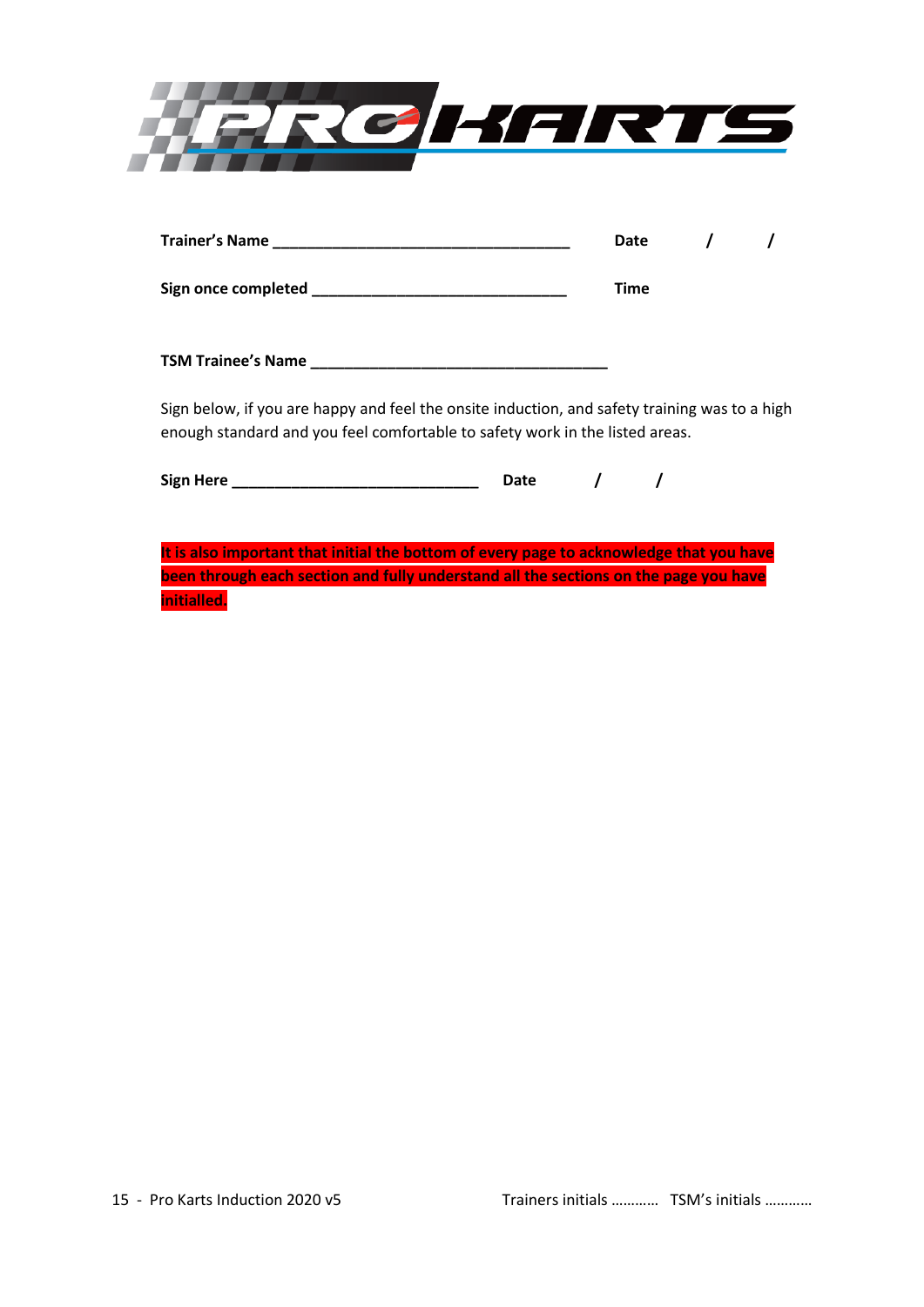**Trainer's Name** ___________________________________ **Date** / /

**Sign once completed** ______________________________ **Time**

**TSM Trainee's Name** ___________________________________

Sign below, if you are happy and feel the onsite induction, and safety training was to a high enough standard and you feel comfortable to safety work in the listed areas.

**Sign Here** _____________________________ **Date** / /

**It is also important that initial the bottom of every page to acknowledge that you have been through each section and fully understand all the sections on the page you have initialled.**

Trainers initials ………… TSM's initials …………